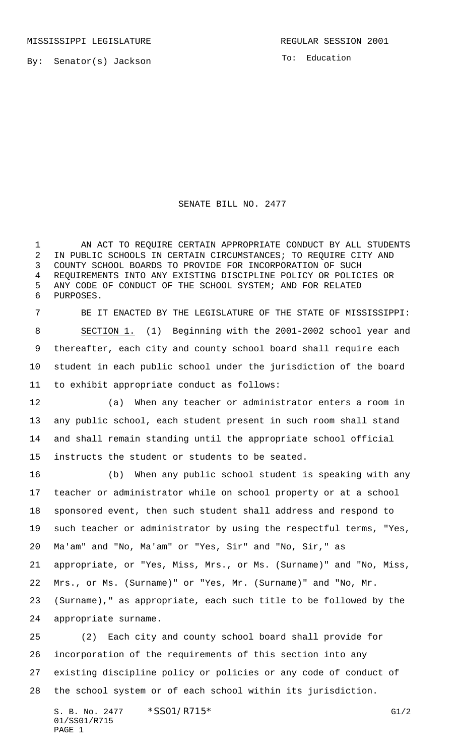MISSISSIPPI LEGISLATURE REGULAR SESSION 2001

By: Senator(s) Jackson

To: Education

# SENATE BILL NO. 2477

AN ACT TO REQUIRE CERTAIN APPROPRIATE CONDUCT BY ALL STUDENTS IN PUBLIC SCHOOLS IN CERTAIN CIRCUMSTANCES; TO REQUIRE CITY AND COUNTY SCHOOL BOARDS TO PROVIDE FOR INCORPORATION OF SUCH REQUIREMENTS INTO ANY EXISTING DISCIPLINE POLICY OR POLICIES OR ANY CODE OF CONDUCT OF THE SCHOOL SYSTEM; AND FOR RELATED PURPOSES.

BE IT ENACTED BY THE LEGISLATURE OF THE STATE OF MISSISSIPPI:

SECTION 1. (1) Beginning with the 2001-2002 school year and thereafter, each city and county school board shall require each student in each public school under the jurisdiction of the board to exhibit appropriate conduct as follows:

(a) When any teacher or administrator enters a room in any public school, each student present in such room shall stand and shall remain standing until the appropriate school official instructs the student or students to be seated.

(b) When any public school student is speaking with any teacher or administrator while on school property or at a school sponsored event, then such student shall address and respond to such teacher or administrator by using the respectful terms, "Yes, Ma'am" and "No, Ma'am" or "Yes, Sir" and "No, Sir," as appropriate, or "Yes, Miss, Mrs., or Ms. (Surname)" and "No, Miss, Mrs., or Ms. (Surname)" or "Yes, Mr. (Surname)" and "No, Mr. (Surname)," as appropriate, each such title to be followed by the appropriate surname.

(2) Each city and county school board shall provide for incorporation of the requirements of this section into any existing discipline policy or policies or any code of conduct of the school system or of each school within its jurisdiction.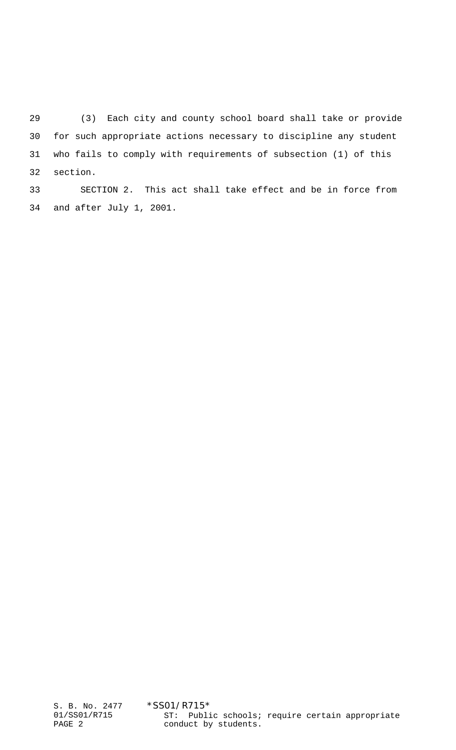(3) Each city and county school board shall take or provide for such appropriate actions necessary to discipline any student who fails to comply with requirements of subsection (1) of this section.

SECTION 2. This act shall take effect and be in force from and after July 1, 2001.